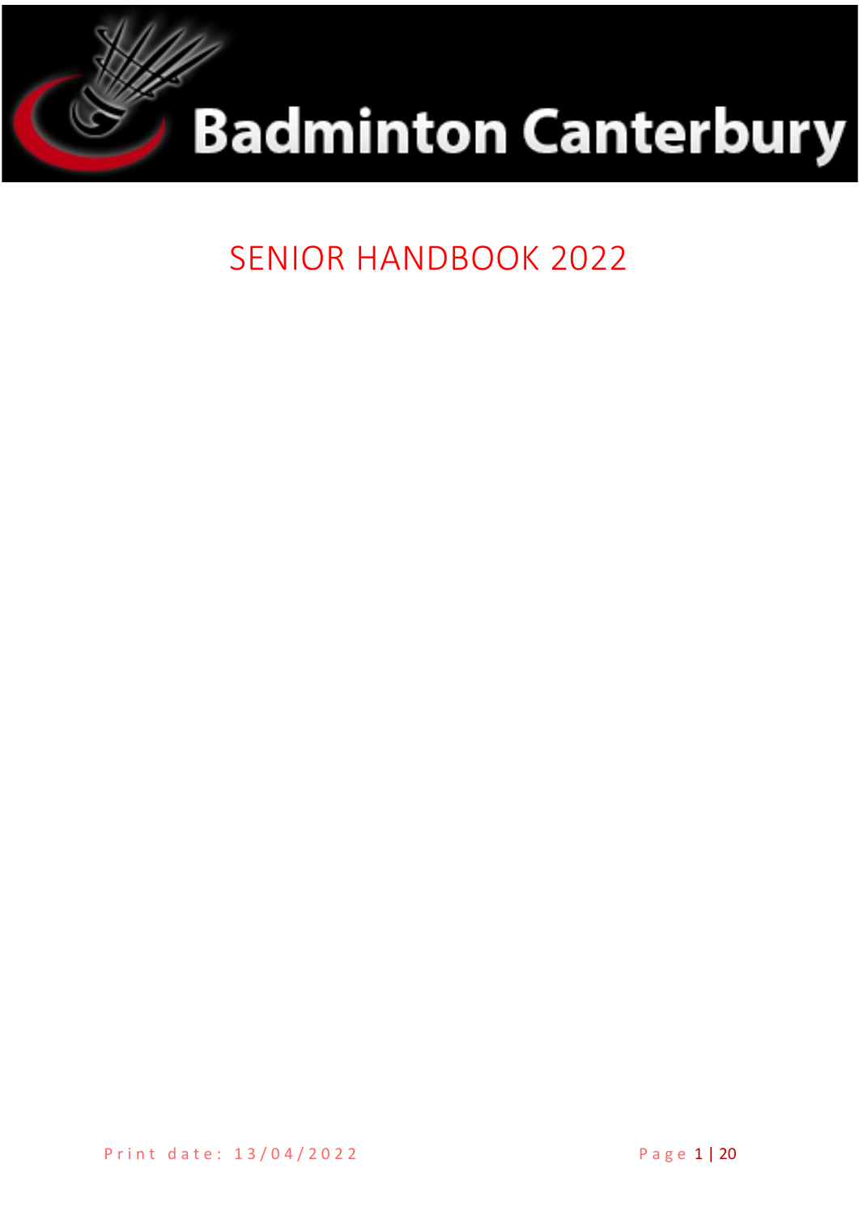# Badminton Canterbury

## SENIOR HANDBOOK 2022

Print date: 13/04/2022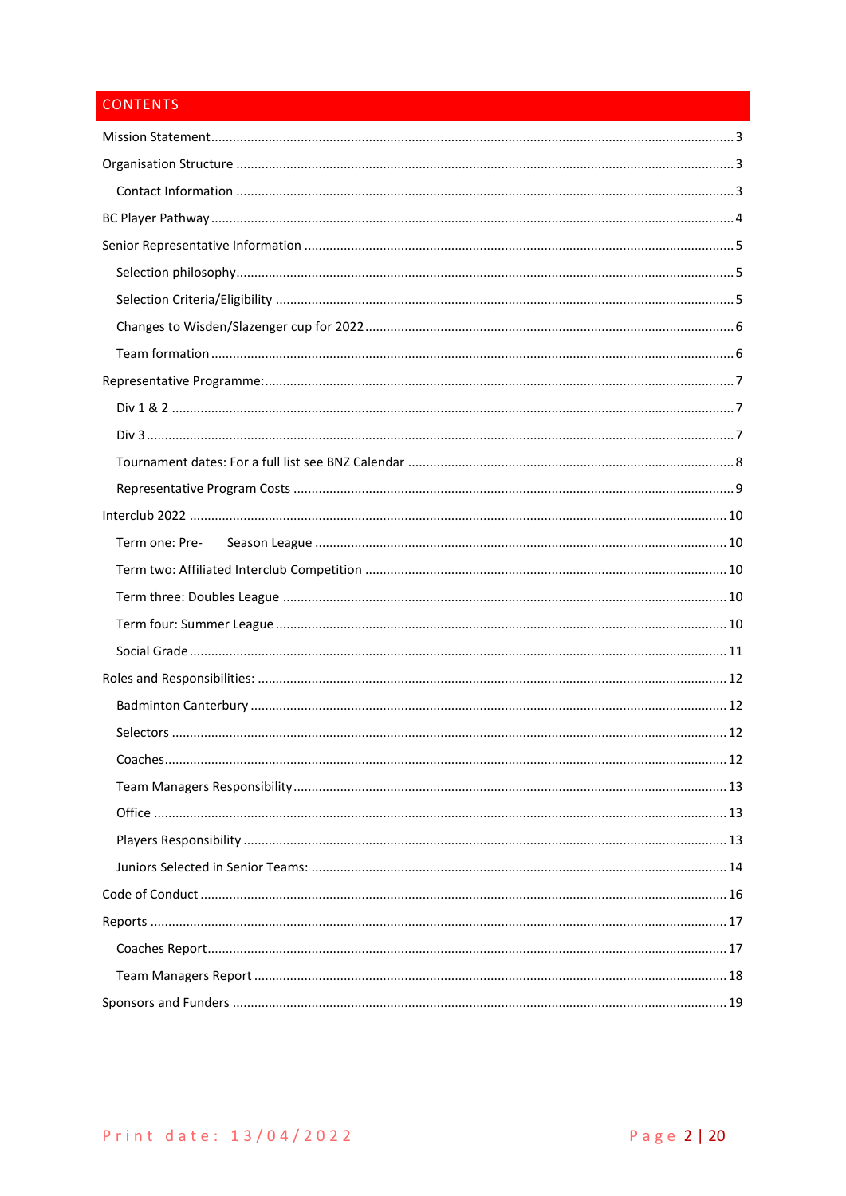## CONTENTS

- Mission Statement ..... 3
- Organisation Structure ..... 3
  - Contact Information ..... 3
- BC Player Pathway ..... 4
- Senior Representative Information ..... 5
  - Selection philosophy ..... 5
  - Selection Criteria/Eligibility ..... 5
  - Changes to Wisden/Slazenger cup for 2022 ..... 6
  - Team formation ..... 6
- Representative Programme: ..... 7
  - Div 1 & 2 ..... 7
  - Div 3 ..... 7
  - Tournament dates: For a full list see BNZ Calendar ..... 8
  - Representative Program Costs ..... 9
- Interclub 2022 ..... 10
  - Term one: Pre- Season League ..... 10
  - Term two: Affiliated Interclub Competition ..... 10
  - Term three: Doubles League ..... 10
  - Term four: Summer League ..... 10
  - Social Grade ..... 11
- Roles and Responsibilities: ..... 12
  - Badminton Canterbury ..... 12
  - Selectors ..... 12
  - Coaches ..... 12
  - Team Managers Responsibility ..... 13
  - Office ..... 13
  - Players Responsibility ..... 13
  - Juniors Selected in Senior Teams: ..... 14
- Code of Conduct ..... 16
- Reports ..... 17
  - Coaches Report ..... 17
  - Team Managers Report ..... 18
- Sponsors and Funders ..... 19

Print date: 13/04/2022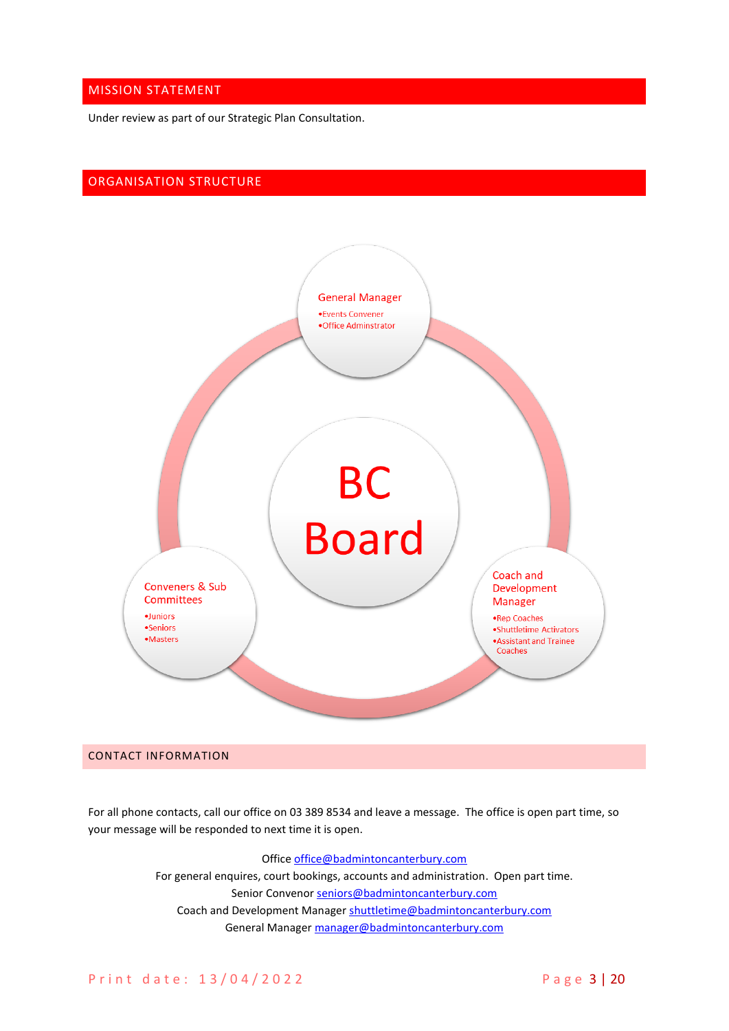## MISSION STATEMENT

Under review as part of our Strategic Plan Consultation.

## ORGANISATION STRUCTURE

**BC Board**

**General Manager**
- Events Convener
- Office Adminstrator

**Coach and Development Manager**
- Rep Coaches
- Shuttletime Activators
- Assistant and Trainee Coaches

**Conveners & Sub Committees**
- Juniors
- Seniors
- Masters

## CONTACT INFORMATION

For all phone contacts, call our office on 03 389 8534 and leave a message. The office is open part time, so your message will be responded to next time it is open.

Office office@badmintoncanterbury.com
For general enquires, court bookings, accounts and administration. Open part time.
Senior Convenor seniors@badmintoncanterbury.com
Coach and Development Manager shuttletime@badmintoncanterbury.com
General Manager manager@badmintoncanterbury.com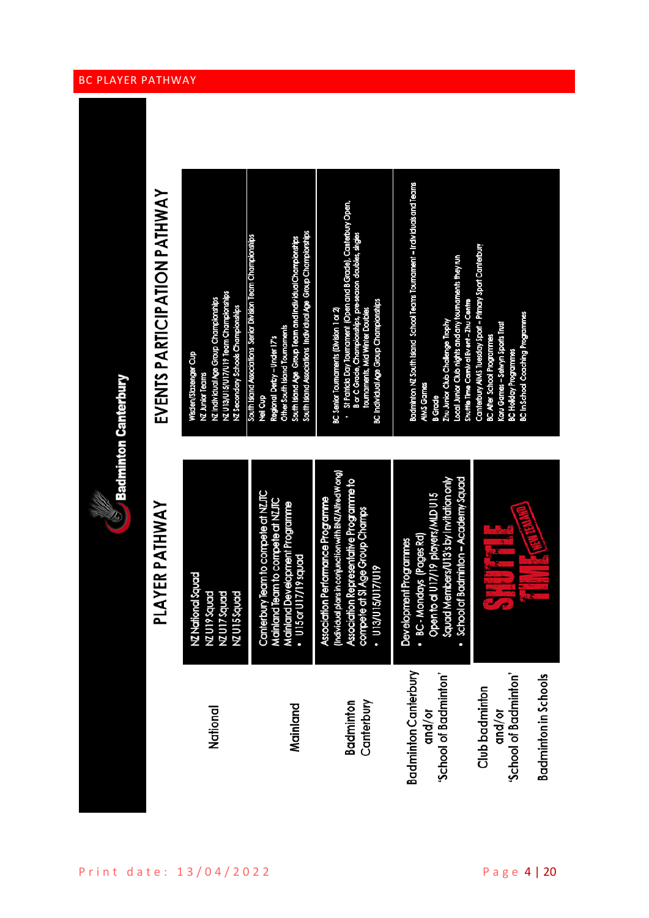## BC PLAYER PATHWAY

**Badminton Canterbury**

| | PLAYER PATHWAY | EVENTS PARTICIPATION PATHWAY |
|---|---|---|
| National | NZ National Squad<br>NZ U19 Squad<br>NZ U17 Squad<br>NZ U15 Squad | Wisden/Slazenger Cup<br>NZ Junior Teams<br>NZ Individual Age Group Championships<br>NZ U13/U15/U17/U19 Team Championships<br>NZ Secondary Schools Championships |
| Mainland | Canterbury Team to compete at NZJTC<br>Mainland Team to compete at NZJTC<br>Mainland Development Programme<br>• U15 or U17/19 squad | South Island Associations Senior Division Team Championships<br>Neil Cup<br>Regional Derby – Under 17's<br>Other South Island Tournaments<br>South Island Age Group Team and Individual Championships<br>South Island Associations Individual Age Group Championships |
| Badminton Canterbury | Association Performance Programme<br>(Individual plans in conjunction with BNZ/Alfred Wong)<br>Association Representative Programme to compete at SI Age Group Champs<br>• U13/U15/U17/U19 | BC Senior Tournaments (Division 1 or 2)<br>• St Patricks Day Tournament (Open and B Grade), Canterbury Open, B or C Grade, Championships, pre-season doubles, singles tournaments, Mid Winter Doubles<br>BC Individual Age Group Championships |
| Badminton Canterbury and/or 'School of Badminton' | Development Programmes<br>• BC - Mondays (Pages Rd)<br>Open to all U17/19 players/MLD U15 Squad Members/U13's by invitation only<br>• School of Badminton – Academy Squad | Badminton NZ South Island School Teams Tournament – Individuals and Teams<br>AIMS Games<br>B Grade<br>Zhu Junior Club Challenge Trophy<br>Local Junior Club nights and any tournaments they run<br>Shuttle Time Carnival Event – Zhu Centre<br>Canterbury AIMS Tuesday Sport – Primary Sport Canterbury<br>BC After School Programmes<br>Kori Games – Selwyn Sports Trust<br>BC Holiday Programmes<br>BC In School Coaching Programmes |
| Club badminton and/or 'School of Badminton' | SHUTTLE TIME NEW ZEALAND | |
| Badminton in Schools | | |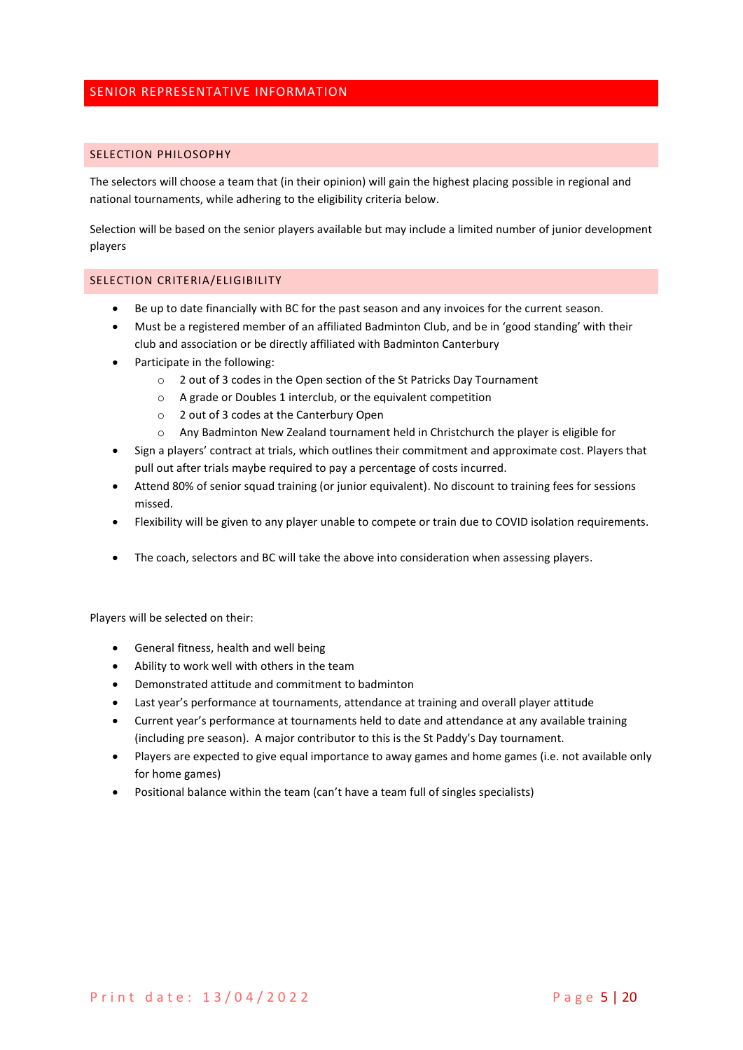# SENIOR REPRESENTATIVE INFORMATION

## SELECTION PHILOSOPHY

The selectors will choose a team that (in their opinion) will gain the highest placing possible in regional and national tournaments, while adhering to the eligibility criteria below.

Selection will be based on the senior players available but may include a limited number of junior development players

## SELECTION CRITERIA/ELIGIBILITY

- Be up to date financially with BC for the past season and any invoices for the current season.
- Must be a registered member of an affiliated Badminton Club, and be in 'good standing' with their club and association or be directly affiliated with Badminton Canterbury
- Participate in the following:
  - 2 out of 3 codes in the Open section of the St Patricks Day Tournament
  - A grade or Doubles 1 interclub, or the equivalent competition
  - 2 out of 3 codes at the Canterbury Open
  - Any Badminton New Zealand tournament held in Christchurch the player is eligible for
- Sign a players' contract at trials, which outlines their commitment and approximate cost. Players that pull out after trials maybe required to pay a percentage of costs incurred.
- Attend 80% of senior squad training (or junior equivalent). No discount to training fees for sessions missed.
- Flexibility will be given to any player unable to compete or train due to COVID isolation requirements.
- The coach, selectors and BC will take the above into consideration when assessing players.

Players will be selected on their:

- General fitness, health and well being
- Ability to work well with others in the team
- Demonstrated attitude and commitment to badminton
- Last year's performance at tournaments, attendance at training and overall player attitude
- Current year's performance at tournaments held to date and attendance at any available training (including pre season). A major contributor to this is the St Paddy's Day tournament.
- Players are expected to give equal importance to away games and home games (i.e. not available only for home games)
- Positional balance within the team (can't have a team full of singles specialists)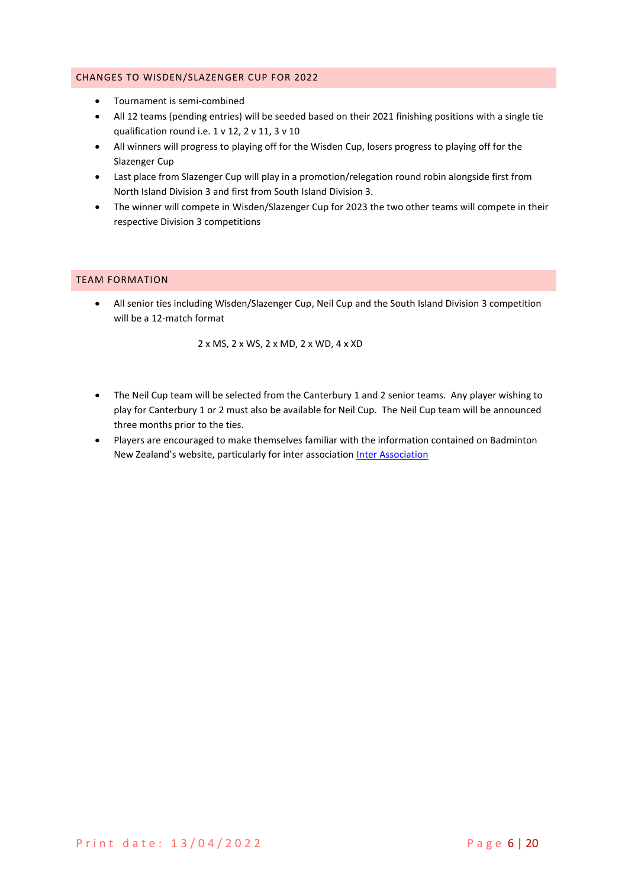## CHANGES TO WISDEN/SLAZENGER CUP FOR 2022

- Tournament is semi-combined
- All 12 teams (pending entries) will be seeded based on their 2021 finishing positions with a single tie qualification round i.e. 1 v 12, 2 v 11, 3 v 10
- All winners will progress to playing off for the Wisden Cup, losers progress to playing off for the Slazenger Cup
- Last place from Slazenger Cup will play in a promotion/relegation round robin alongside first from North Island Division 3 and first from South Island Division 3.
- The winner will compete in Wisden/Slazenger Cup for 2023 the two other teams will compete in their respective Division 3 competitions

## TEAM FORMATION

- All senior ties including Wisden/Slazenger Cup, Neil Cup and the South Island Division 3 competition will be a 12-match format

  2 x MS, 2 x WS, 2 x MD, 2 x WD, 4 x XD

- The Neil Cup team will be selected from the Canterbury 1 and 2 senior teams. Any player wishing to play for Canterbury 1 or 2 must also be available for Neil Cup. The Neil Cup team will be announced three months prior to the ties.
- Players are encouraged to make themselves familiar with the information contained on Badminton New Zealand's website, particularly for inter association [Inter Association]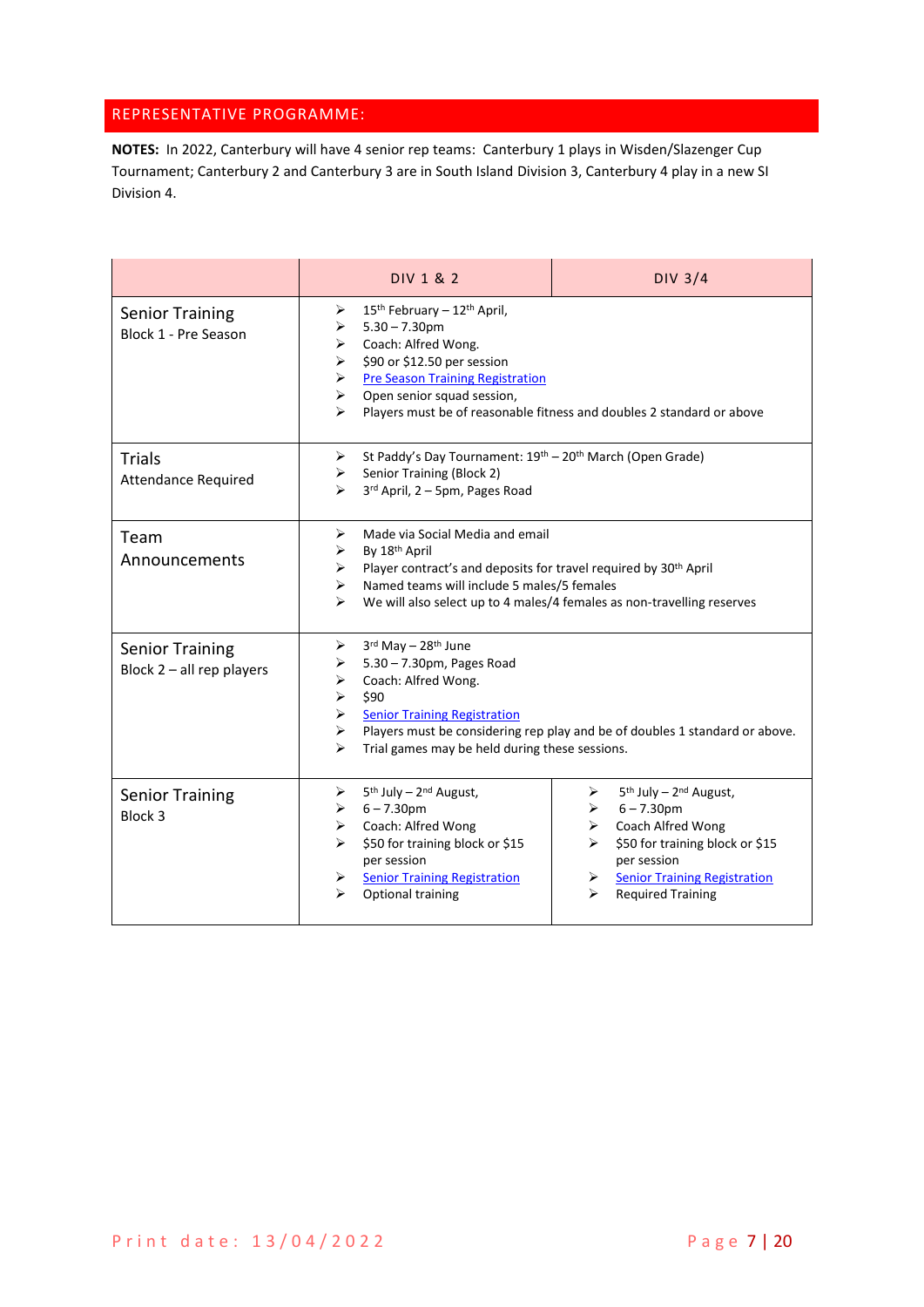## REPRESENTATIVE PROGRAMME:

**NOTES:** In 2022, Canterbury will have 4 senior rep teams: Canterbury 1 plays in Wisden/Slazenger Cup Tournament; Canterbury 2 and Canterbury 3 are in South Island Division 3, Canterbury 4 play in a new SI Division 4.

| | DIV 1 & 2 | DIV 3/4 |
|---|---|---|
| Senior Training<br>Block 1 - Pre Season | ➢ 15th February – 12th April,<br>➢ 5.30 – 7.30pm<br>➢ Coach: Alfred Wong.<br>➢ $90 or $12.50 per session<br>➢ Pre Season Training Registration<br>➢ Open senior squad session,<br>➢ Players must be of reasonable fitness and doubles 2 standard or above | |
| Trials<br>Attendance Required | ➢ St Paddy's Day Tournament: 19th – 20th March (Open Grade)<br>➢ Senior Training (Block 2)<br>➢ 3rd April, 2 – 5pm, Pages Road | |
| Team Announcements | ➢ Made via Social Media and email<br>➢ By 18th April<br>➢ Player contract's and deposits for travel required by 30th April<br>➢ Named teams will include 5 males/5 females<br>➢ We will also select up to 4 males/4 females as non-travelling reserves | |
| Senior Training<br>Block 2 – all rep players | ➢ 3rd May – 28th June<br>➢ 5.30 – 7.30pm, Pages Road<br>➢ Coach: Alfred Wong.<br>➢ $90<br>➢ Senior Training Registration<br>➢ Players must be considering rep play and be of doubles 1 standard or above.<br>➢ Trial games may be held during these sessions. | |
| Senior Training<br>Block 3 | ➢ 5th July – 2nd August,<br>➢ 6 – 7.30pm<br>➢ Coach: Alfred Wong<br>➢ $50 for training block or $15 per session<br>➢ Senior Training Registration<br>➢ Optional training | ➢ 5th July – 2nd August,<br>➢ 6 – 7.30pm<br>➢ Coach Alfred Wong<br>➢ $50 for training block or $15 per session<br>➢ Senior Training Registration<br>➢ Required Training |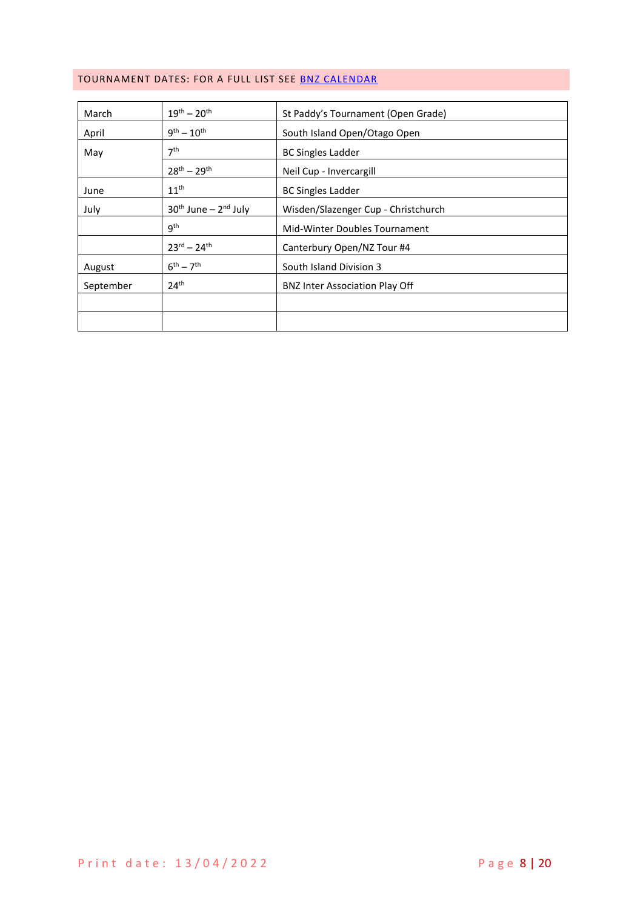## TOURNAMENT DATES: FOR A FULL LIST SEE [BNZ CALENDAR]

| | | |
|---|---|---|
| March | 19th – 20th | St Paddy's Tournament (Open Grade) |
| April | 9th – 10th | South Island Open/Otago Open |
| May | 7th | BC Singles Ladder |
| | 28th – 29th | Neil Cup - Invercargill |
| June | 11th | BC Singles Ladder |
| July | 30th June – 2nd July | Wisden/Slazenger Cup - Christchurch |
| | 9th | Mid-Winter Doubles Tournament |
| | 23rd – 24th | Canterbury Open/NZ Tour #4 |
| August | 6th – 7th | South Island Division 3 |
| September | 24th | BNZ Inter Association Play Off |
| | | |
| | | |

Print date: 13/04/2022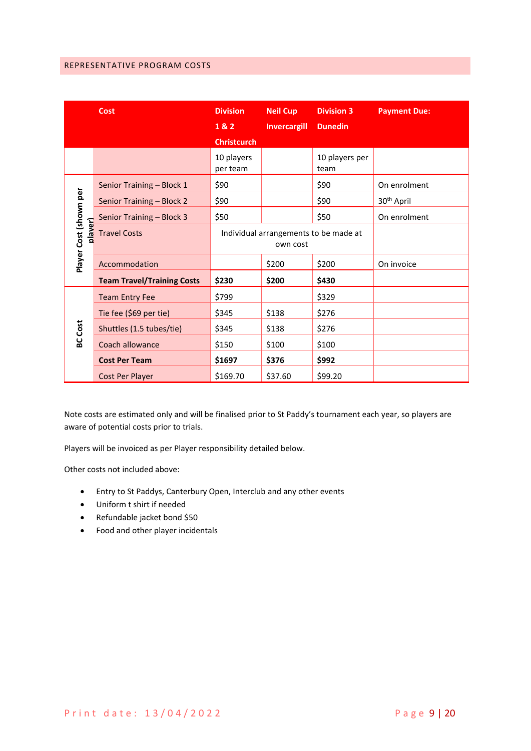## REPRESENTATIVE PROGRAM COSTS

| | Cost | Division 1 & 2 Christcurch | Neil Cup Invercargill | Division 3 Dunedin | Payment Due: |
|---|---|---|---|---|---|
| | | 10 players per team | | 10 players per team | |
| Player Cost (shown per player) | Senior Training – Block 1 | $90 | | $90 | On enrolment |
| | Senior Training – Block 2 | $90 | | $90 | 30th April |
| | Senior Training – Block 3 | $50 | | $50 | On enrolment |
| | Travel Costs | Individual arrangements to be made at own cost | | | |
| | Accommodation | | $200 | $200 | On invoice |
| | **Team Travel/Training Costs** | **$230** | **$200** | **$430** | |
| BC Cost | Team Entry Fee | $799 | | $329 | |
| | Tie fee ($69 per tie) | $345 | $138 | $276 | |
| | Shuttles (1.5 tubes/tie) | $345 | $138 | $276 | |
| | Coach allowance | $150 | $100 | $100 | |
| | **Cost Per Team** | **$1697** | **$376** | **$992** | |
| | Cost Per Player | $169.70 | $37.60 | $99.20 | |

Note costs are estimated only and will be finalised prior to St Paddy's tournament each year, so players are aware of potential costs prior to trials.

Players will be invoiced as per Player responsibility detailed below.

Other costs not included above:

- Entry to St Paddys, Canterbury Open, Interclub and any other events
- Uniform t shirt if needed
- Refundable jacket bond $50
- Food and other player incidentals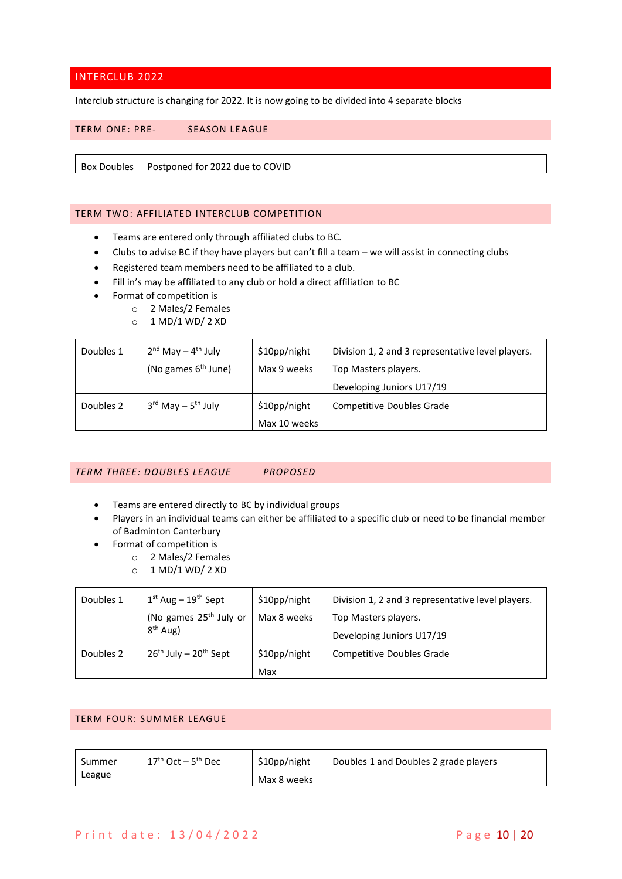## INTERCLUB 2022

Interclub structure is changing for 2022. It is now going to be divided into 4 separate blocks

### TERM ONE: PRE- SEASON LEAGUE

| Box Doubles | Postponed for 2022 due to COVID |
|---|---|

### TERM TWO: AFFILIATED INTERCLUB COMPETITION

- Teams are entered only through affiliated clubs to BC.
- Clubs to advise BC if they have players but can't fill a team – we will assist in connecting clubs
- Registered team members need to be affiliated to a club.
- Fill in's may be affiliated to any club or hold a direct affiliation to BC
- Format of competition is
  - 2 Males/2 Females
  - 1 MD/1 WD/ 2 XD

| | | | |
|---|---|---|---|
| Doubles 1 | 2nd May – 4th July<br>(No games 6th June) | $10pp/night<br>Max 9 weeks | Division 1, 2 and 3 representative level players.<br>Top Masters players.<br>Developing Juniors U17/19 |
| Doubles 2 | 3rd May – 5th July | $10pp/night<br>Max 10 weeks | Competitive Doubles Grade |

### *TERM THREE: DOUBLES LEAGUE PROPOSED*

- Teams are entered directly to BC by individual groups
- Players in an individual teams can either be affiliated to a specific club or need to be financial member of Badminton Canterbury
- Format of competition is
  - 2 Males/2 Females
  - 1 MD/1 WD/ 2 XD

| | | | |
|---|---|---|---|
| Doubles 1 | 1st Aug – 19th Sept<br>(No games 25th July or 8th Aug) | $10pp/night<br>Max 8 weeks | Division 1, 2 and 3 representative level players.<br>Top Masters players.<br>Developing Juniors U17/19 |
| Doubles 2 | 26th July – 20th Sept | $10pp/night<br>Max | Competitive Doubles Grade |

### TERM FOUR: SUMMER LEAGUE

| | | | |
|---|---|---|---|
| Summer League | 17th Oct – 5th Dec | $10pp/night<br>Max 8 weeks | Doubles 1 and Doubles 2 grade players |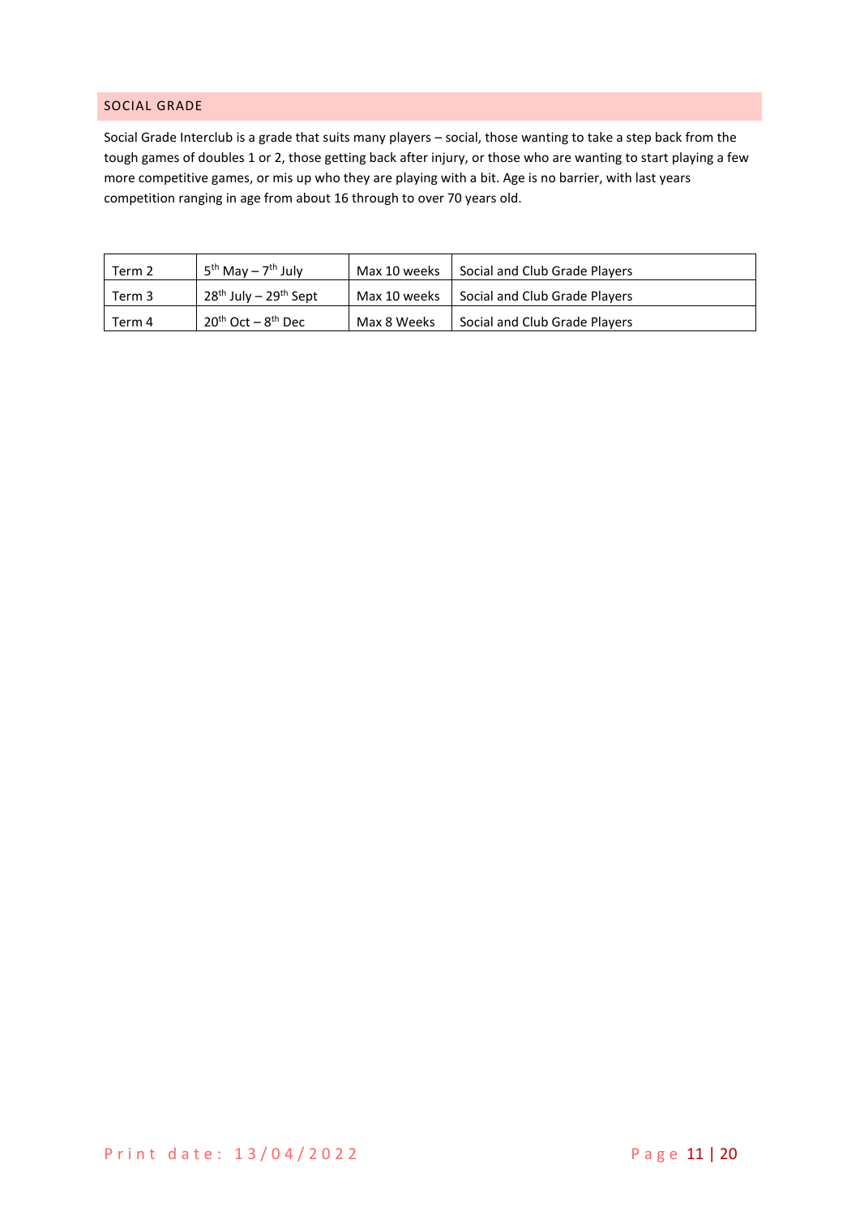## SOCIAL GRADE

Social Grade Interclub is a grade that suits many players – social, those wanting to take a step back from the tough games of doubles 1 or 2, those getting back after injury, or those who are wanting to start playing a few more competitive games, or mis up who they are playing with a bit. Age is no barrier, with last years competition ranging in age from about 16 through to over 70 years old.

| | | | |
|---|---|---|---|
| Term 2 | 5th May – 7th July | Max 10 weeks | Social and Club Grade Players |
| Term 3 | 28th July – 29th Sept | Max 10 weeks | Social and Club Grade Players |
| Term 4 | 20th Oct – 8th Dec | Max 8 Weeks | Social and Club Grade Players |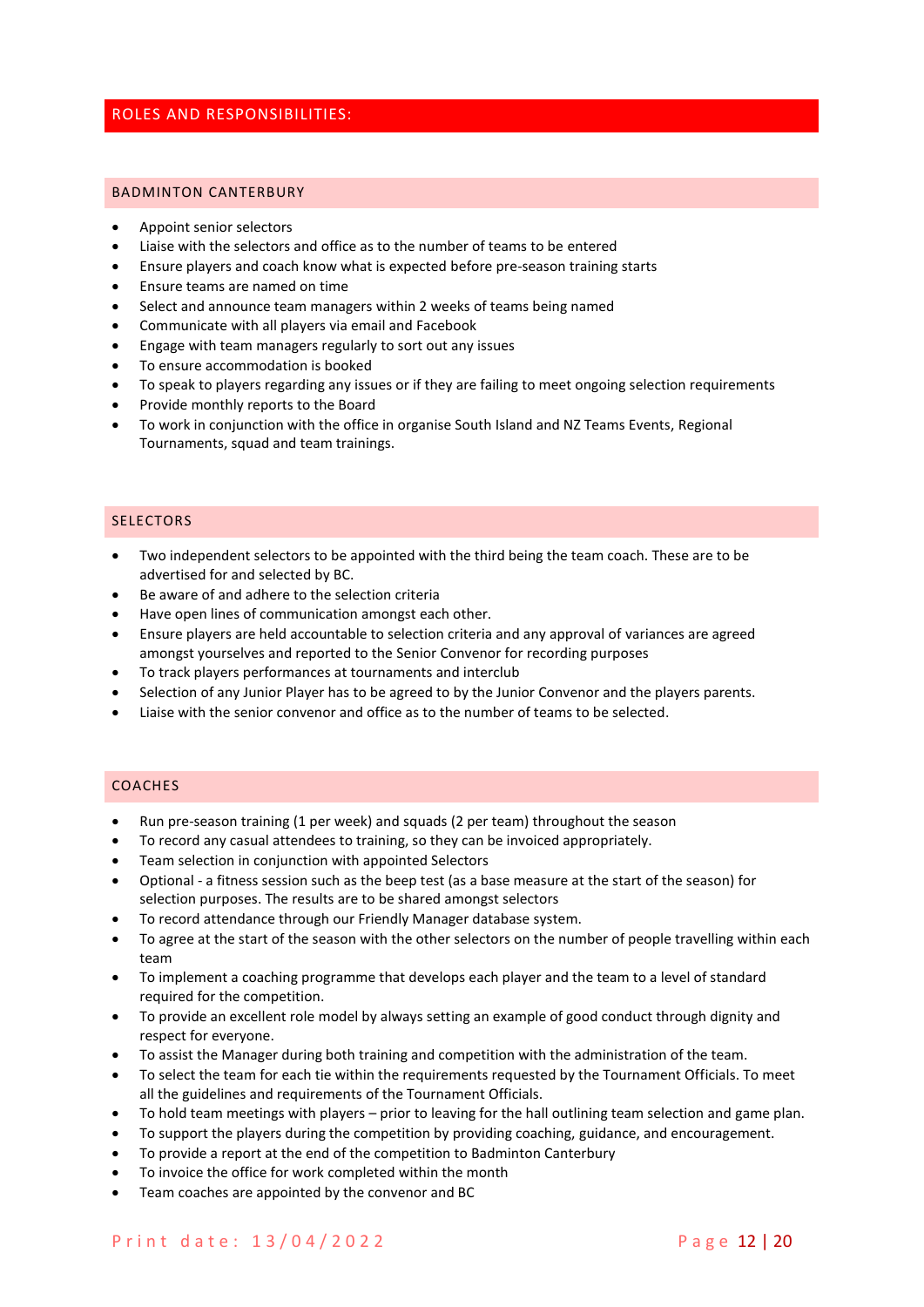## ROLES AND RESPONSIBILITIES:

### BADMINTON CANTERBURY

- Appoint senior selectors
- Liaise with the selectors and office as to the number of teams to be entered
- Ensure players and coach know what is expected before pre-season training starts
- Ensure teams are named on time
- Select and announce team managers within 2 weeks of teams being named
- Communicate with all players via email and Facebook
- Engage with team managers regularly to sort out any issues
- To ensure accommodation is booked
- To speak to players regarding any issues or if they are failing to meet ongoing selection requirements
- Provide monthly reports to the Board
- To work in conjunction with the office in organise South Island and NZ Teams Events, Regional Tournaments, squad and team trainings.

### SELECTORS

- Two independent selectors to be appointed with the third being the team coach. These are to be advertised for and selected by BC.
- Be aware of and adhere to the selection criteria
- Have open lines of communication amongst each other.
- Ensure players are held accountable to selection criteria and any approval of variances are agreed amongst yourselves and reported to the Senior Convenor for recording purposes
- To track players performances at tournaments and interclub
- Selection of any Junior Player has to be agreed to by the Junior Convenor and the players parents.
- Liaise with the senior convenor and office as to the number of teams to be selected.

### COACHES

- Run pre-season training (1 per week) and squads (2 per team) throughout the season
- To record any casual attendees to training, so they can be invoiced appropriately.
- Team selection in conjunction with appointed Selectors
- Optional - a fitness session such as the beep test (as a base measure at the start of the season) for selection purposes. The results are to be shared amongst selectors
- To record attendance through our Friendly Manager database system.
- To agree at the start of the season with the other selectors on the number of people travelling within each team
- To implement a coaching programme that develops each player and the team to a level of standard required for the competition.
- To provide an excellent role model by always setting an example of good conduct through dignity and respect for everyone.
- To assist the Manager during both training and competition with the administration of the team.
- To select the team for each tie within the requirements requested by the Tournament Officials. To meet all the guidelines and requirements of the Tournament Officials.
- To hold team meetings with players – prior to leaving for the hall outlining team selection and game plan.
- To support the players during the competition by providing coaching, guidance, and encouragement.
- To provide a report at the end of the competition to Badminton Canterbury
- To invoice the office for work completed within the month
- Team coaches are appointed by the convenor and BC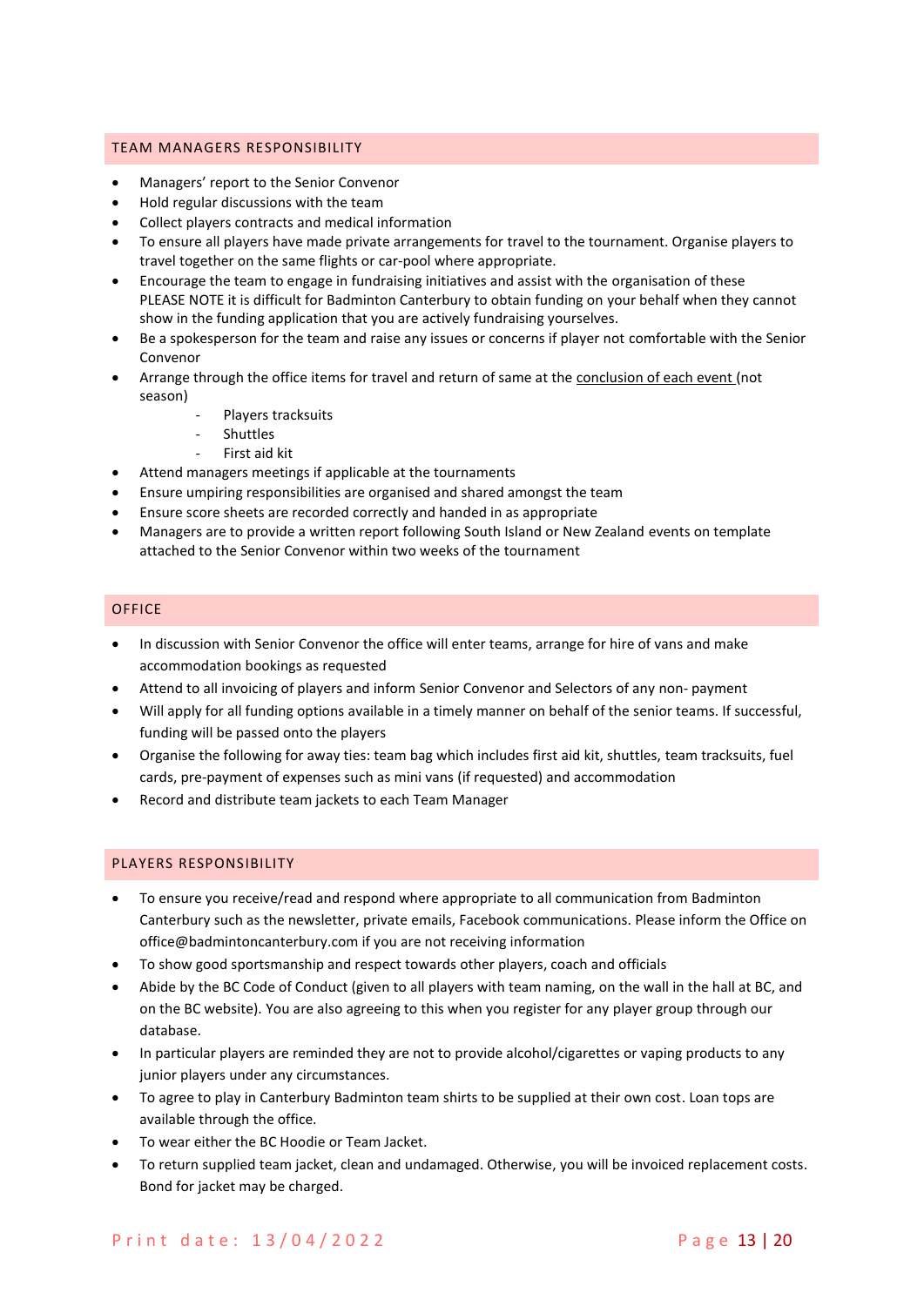## TEAM MANAGERS RESPONSIBILITY

- Managers' report to the Senior Convenor
- Hold regular discussions with the team
- Collect players contracts and medical information
- To ensure all players have made private arrangements for travel to the tournament. Organise players to travel together on the same flights or car-pool where appropriate.
- Encourage the team to engage in fundraising initiatives and assist with the organisation of these PLEASE NOTE it is difficult for Badminton Canterbury to obtain funding on your behalf when they cannot show in the funding application that you are actively fundraising yourselves.
- Be a spokesperson for the team and raise any issues or concerns if player not comfortable with the Senior Convenor
- Arrange through the office items for travel and return of same at the <u>conclusion of each event</u> (not season)
  - Players tracksuits
  - Shuttles
  - First aid kit
- Attend managers meetings if applicable at the tournaments
- Ensure umpiring responsibilities are organised and shared amongst the team
- Ensure score sheets are recorded correctly and handed in as appropriate
- Managers are to provide a written report following South Island or New Zealand events on template attached to the Senior Convenor within two weeks of the tournament

## OFFICE

- In discussion with Senior Convenor the office will enter teams, arrange for hire of vans and make accommodation bookings as requested
- Attend to all invoicing of players and inform Senior Convenor and Selectors of any non- payment
- Will apply for all funding options available in a timely manner on behalf of the senior teams. If successful, funding will be passed onto the players
- Organise the following for away ties: team bag which includes first aid kit, shuttles, team tracksuits, fuel cards, pre-payment of expenses such as mini vans (if requested) and accommodation
- Record and distribute team jackets to each Team Manager

## PLAYERS RESPONSIBILITY

- To ensure you receive/read and respond where appropriate to all communication from Badminton Canterbury such as the newsletter, private emails, Facebook communications. Please inform the Office on office@badmintoncanterbury.com if you are not receiving information
- To show good sportsmanship and respect towards other players, coach and officials
- Abide by the BC Code of Conduct (given to all players with team naming, on the wall in the hall at BC, and on the BC website). You are also agreeing to this when you register for any player group through our database.
- In particular players are reminded they are not to provide alcohol/cigarettes or vaping products to any junior players under any circumstances.
- To agree to play in Canterbury Badminton team shirts to be supplied at their own cost. Loan tops are available through the office.
- To wear either the BC Hoodie or Team Jacket.
- To return supplied team jacket, clean and undamaged. Otherwise, you will be invoiced replacement costs. Bond for jacket may be charged.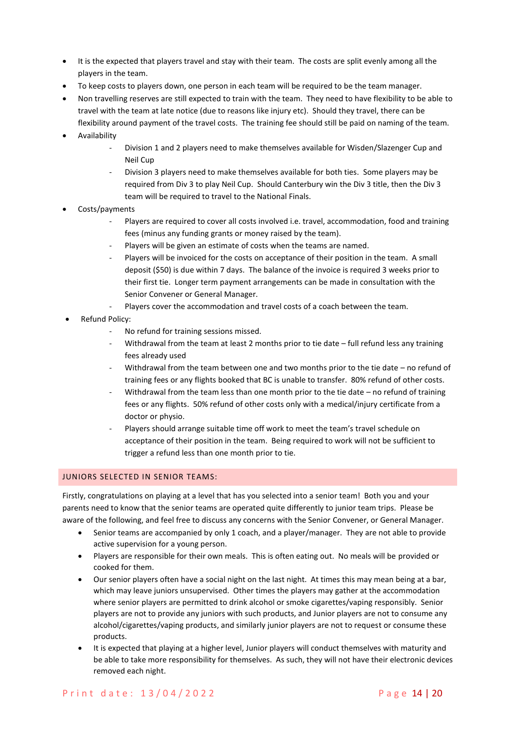- It is the expected that players travel and stay with their team. The costs are split evenly among all the players in the team.
- To keep costs to players down, one person in each team will be required to be the team manager.
- Non travelling reserves are still expected to train with the team. They need to have flexibility to be able to travel with the team at late notice (due to reasons like injury etc). Should they travel, there can be flexibility around payment of the travel costs. The training fee should still be paid on naming of the team.
- Availability
    - Division 1 and 2 players need to make themselves available for Wisden/Slazenger Cup and Neil Cup
    - Division 3 players need to make themselves available for both ties. Some players may be required from Div 3 to play Neil Cup. Should Canterbury win the Div 3 title, then the Div 3 team will be required to travel to the National Finals.
- Costs/payments
    - Players are required to cover all costs involved i.e. travel, accommodation, food and training fees (minus any funding grants or money raised by the team).
    - Players will be given an estimate of costs when the teams are named.
    - Players will be invoiced for the costs on acceptance of their position in the team. A small deposit ($50) is due within 7 days. The balance of the invoice is required 3 weeks prior to their first tie. Longer term payment arrangements can be made in consultation with the Senior Convener or General Manager.
    - Players cover the accommodation and travel costs of a coach between the team.
- Refund Policy:
    - No refund for training sessions missed.
    - Withdrawal from the team at least 2 months prior to tie date – full refund less any training fees already used
    - Withdrawal from the team between one and two months prior to the tie date – no refund of training fees or any flights booked that BC is unable to transfer. 80% refund of other costs.
    - Withdrawal from the team less than one month prior to the tie date – no refund of training fees or any flights. 50% refund of other costs only with a medical/injury certificate from a doctor or physio.
    - Players should arrange suitable time off work to meet the team's travel schedule on acceptance of their position in the team. Being required to work will not be sufficient to trigger a refund less than one month prior to tie.

## JUNIORS SELECTED IN SENIOR TEAMS:

Firstly, congratulations on playing at a level that has you selected into a senior team! Both you and your parents need to know that the senior teams are operated quite differently to junior team trips. Please be aware of the following, and feel free to discuss any concerns with the Senior Convener, or General Manager.

- Senior teams are accompanied by only 1 coach, and a player/manager. They are not able to provide active supervision for a young person.
- Players are responsible for their own meals. This is often eating out. No meals will be provided or cooked for them.
- Our senior players often have a social night on the last night. At times this may mean being at a bar, which may leave juniors unsupervised. Other times the players may gather at the accommodation where senior players are permitted to drink alcohol or smoke cigarettes/vaping responsibly. Senior players are not to provide any juniors with such products, and Junior players are not to consume any alcohol/cigarettes/vaping products, and similarly junior players are not to request or consume these products.
- It is expected that playing at a higher level, Junior players will conduct themselves with maturity and be able to take more responsibility for themselves. As such, they will not have their electronic devices removed each night.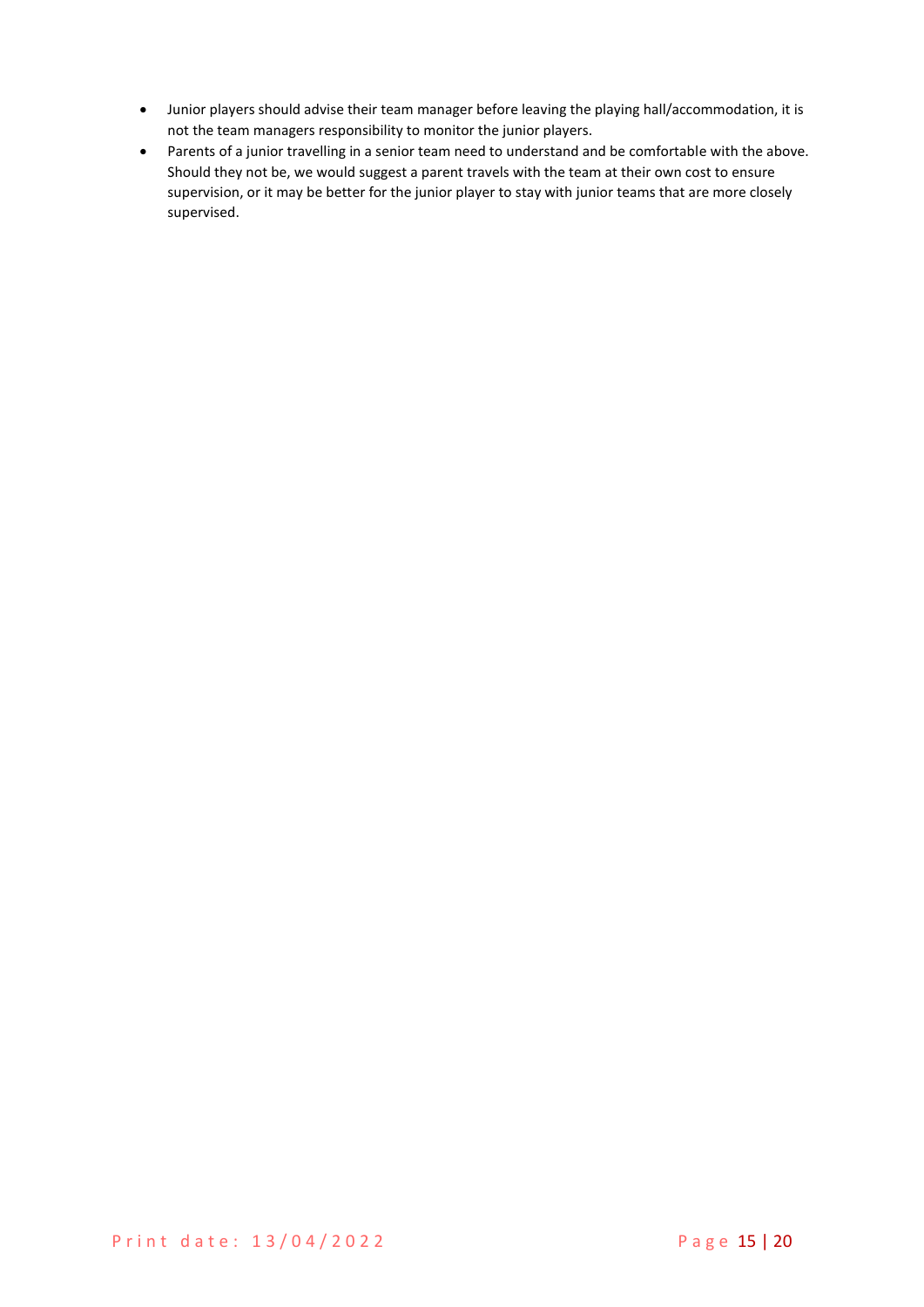- Junior players should advise their team manager before leaving the playing hall/accommodation, it is not the team managers responsibility to monitor the junior players.
- Parents of a junior travelling in a senior team need to understand and be comfortable with the above. Should they not be, we would suggest a parent travels with the team at their own cost to ensure supervision, or it may be better for the junior player to stay with junior teams that are more closely supervised.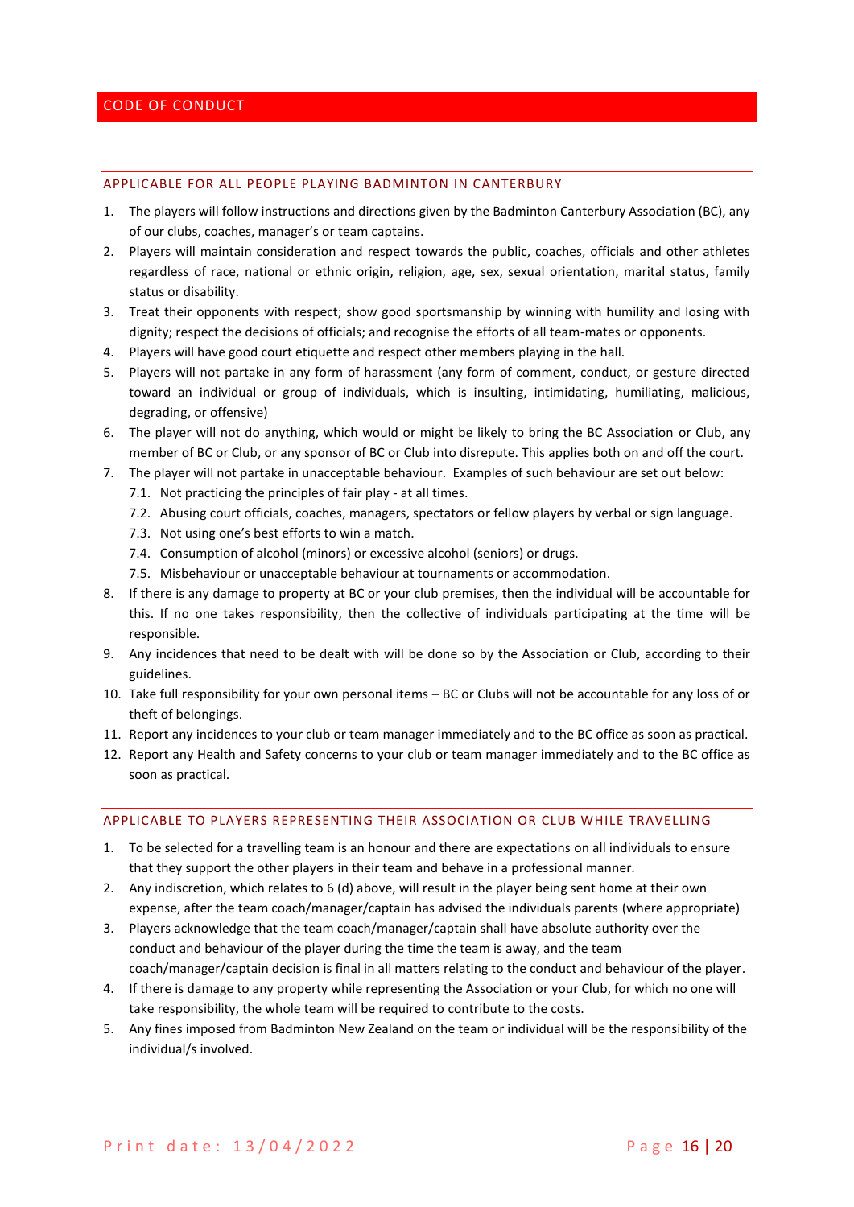# CODE OF CONDUCT

## APPLICABLE FOR ALL PEOPLE PLAYING BADMINTON IN CANTERBURY

1. The players will follow instructions and directions given by the Badminton Canterbury Association (BC), any of our clubs, coaches, manager's or team captains.
2. Players will maintain consideration and respect towards the public, coaches, officials and other athletes regardless of race, national or ethnic origin, religion, age, sex, sexual orientation, marital status, family status or disability.
3. Treat their opponents with respect; show good sportsmanship by winning with humility and losing with dignity; respect the decisions of officials; and recognise the efforts of all team-mates or opponents.
4. Players will have good court etiquette and respect other members playing in the hall.
5. Players will not partake in any form of harassment (any form of comment, conduct, or gesture directed toward an individual or group of individuals, which is insulting, intimidating, humiliating, malicious, degrading, or offensive)
6. The player will not do anything, which would or might be likely to bring the BC Association or Club, any member of BC or Club, or any sponsor of BC or Club into disrepute. This applies both on and off the court.
7. The player will not partake in unacceptable behaviour. Examples of such behaviour are set out below:
   - 7.1. Not practicing the principles of fair play - at all times.
   - 7.2. Abusing court officials, coaches, managers, spectators or fellow players by verbal or sign language.
   - 7.3. Not using one's best efforts to win a match.
   - 7.4. Consumption of alcohol (minors) or excessive alcohol (seniors) or drugs.
   - 7.5. Misbehaviour or unacceptable behaviour at tournaments or accommodation.
8. If there is any damage to property at BC or your club premises, then the individual will be accountable for this. If no one takes responsibility, then the collective of individuals participating at the time will be responsible.
9. Any incidences that need to be dealt with will be done so by the Association or Club, according to their guidelines.
10. Take full responsibility for your own personal items – BC or Clubs will not be accountable for any loss of or theft of belongings.
11. Report any incidences to your club or team manager immediately and to the BC office as soon as practical.
12. Report any Health and Safety concerns to your club or team manager immediately and to the BC office as soon as practical.

## APPLICABLE TO PLAYERS REPRESENTING THEIR ASSOCIATION OR CLUB WHILE TRAVELLING

1. To be selected for a travelling team is an honour and there are expectations on all individuals to ensure that they support the other players in their team and behave in a professional manner.
2. Any indiscretion, which relates to 6 (d) above, will result in the player being sent home at their own expense, after the team coach/manager/captain has advised the individuals parents (where appropriate)
3. Players acknowledge that the team coach/manager/captain shall have absolute authority over the conduct and behaviour of the player during the time the team is away, and the team coach/manager/captain decision is final in all matters relating to the conduct and behaviour of the player.
4. If there is damage to any property while representing the Association or your Club, for which no one will take responsibility, the whole team will be required to contribute to the costs.
5. Any fines imposed from Badminton New Zealand on the team or individual will be the responsibility of the individual/s involved.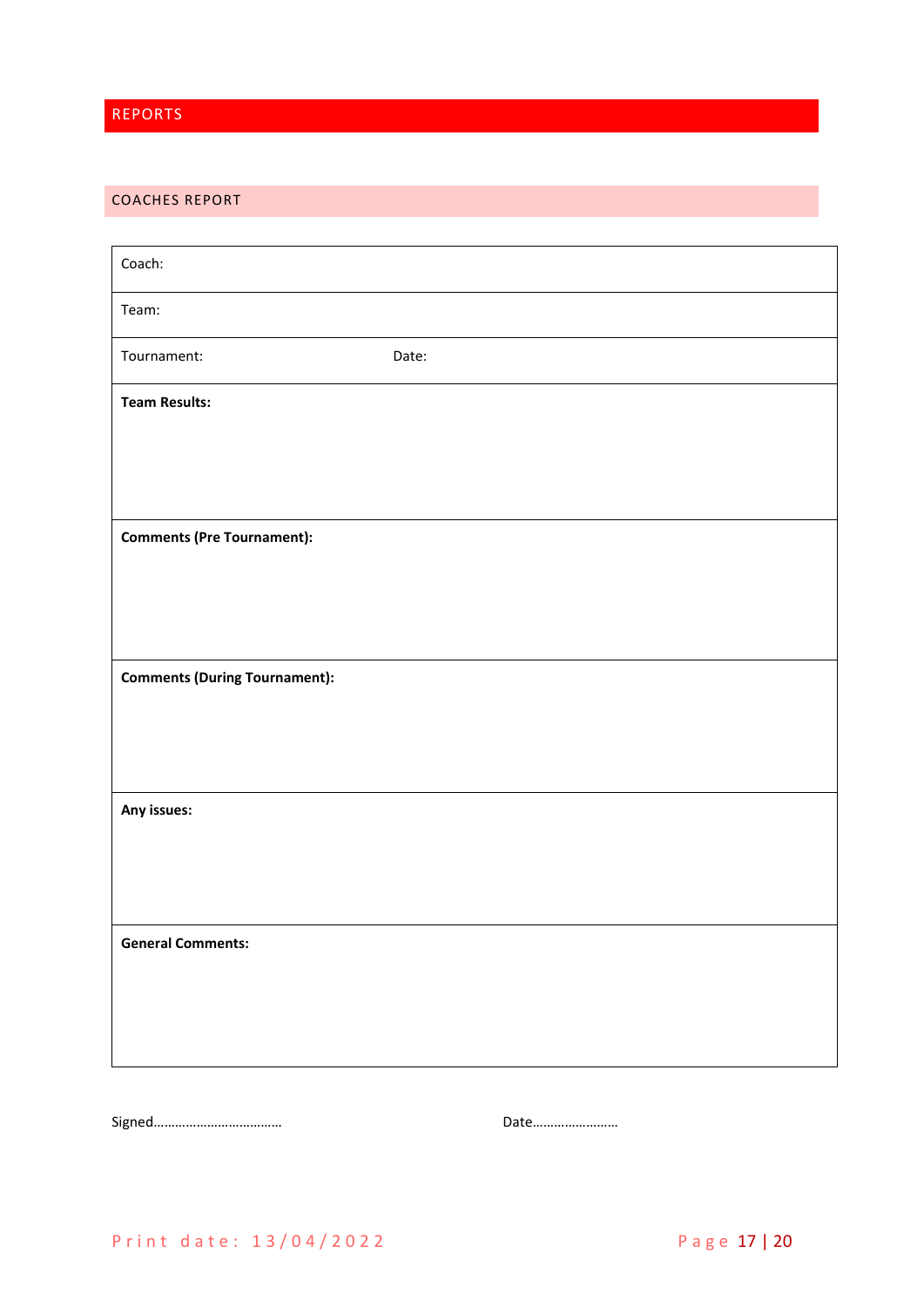# REPORTS

## COACHES REPORT

| Coach: | |
|---|---|
| Team: | |
| Tournament: | Date: |
| **Team Results:** | |
| **Comments (Pre Tournament):** | |
| **Comments (During Tournament):** | |
| **Any issues:** | |
| **General Comments:** | |

Signed……………………………… Date……………………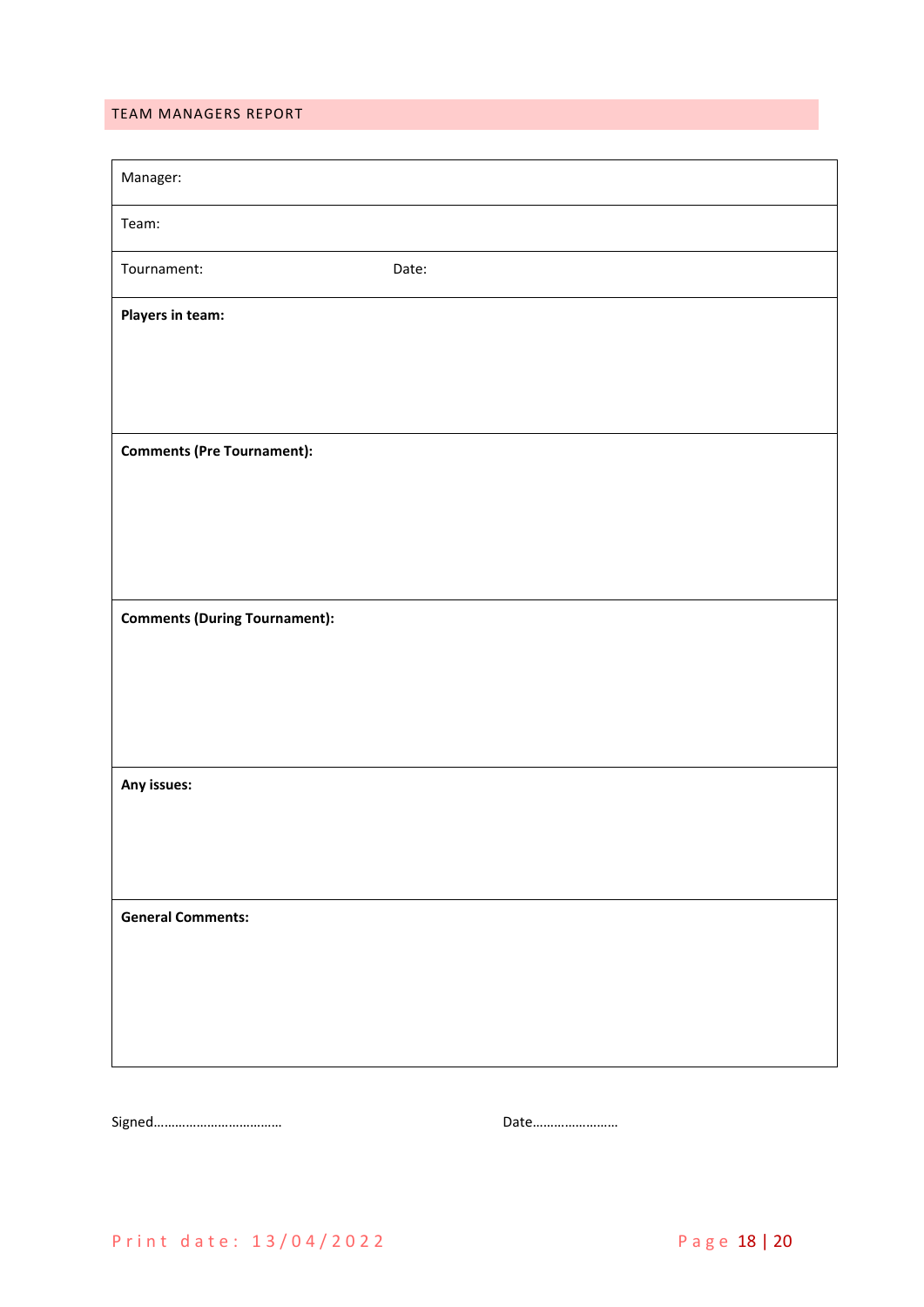## TEAM MANAGERS REPORT

| Manager: | |
|---|---|
| Team: | |
| Tournament: | Date: |
| **Players in team:** | |
| **Comments (Pre Tournament):** | |
| **Comments (During Tournament):** | |
| **Any issues:** | |
| **General Comments:** | |

Signed……………………………… Date……………………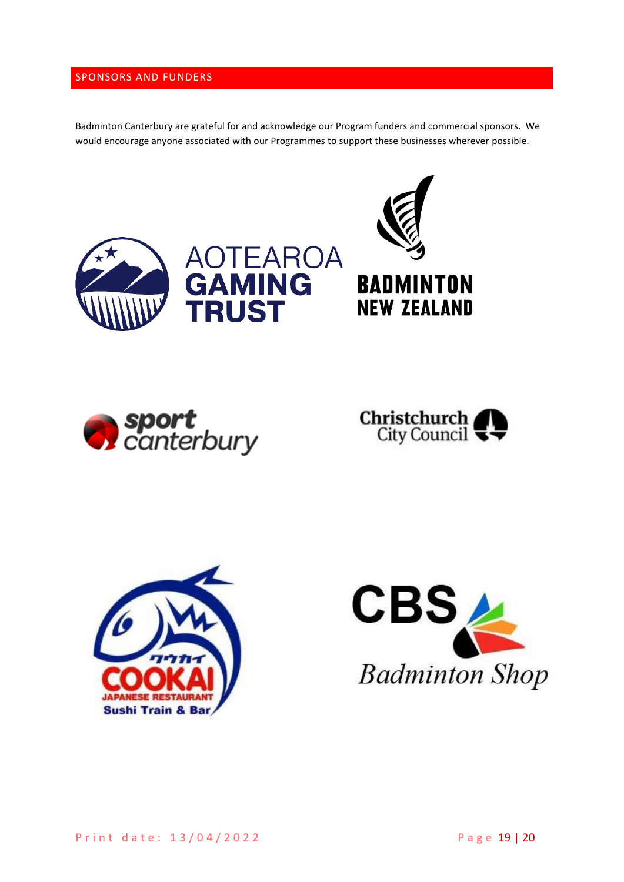## SPONSORS AND FUNDERS

Badminton Canterbury are grateful for and acknowledge our Program funders and commercial sponsors. We would encourage anyone associated with our Programmes to support these businesses wherever possible.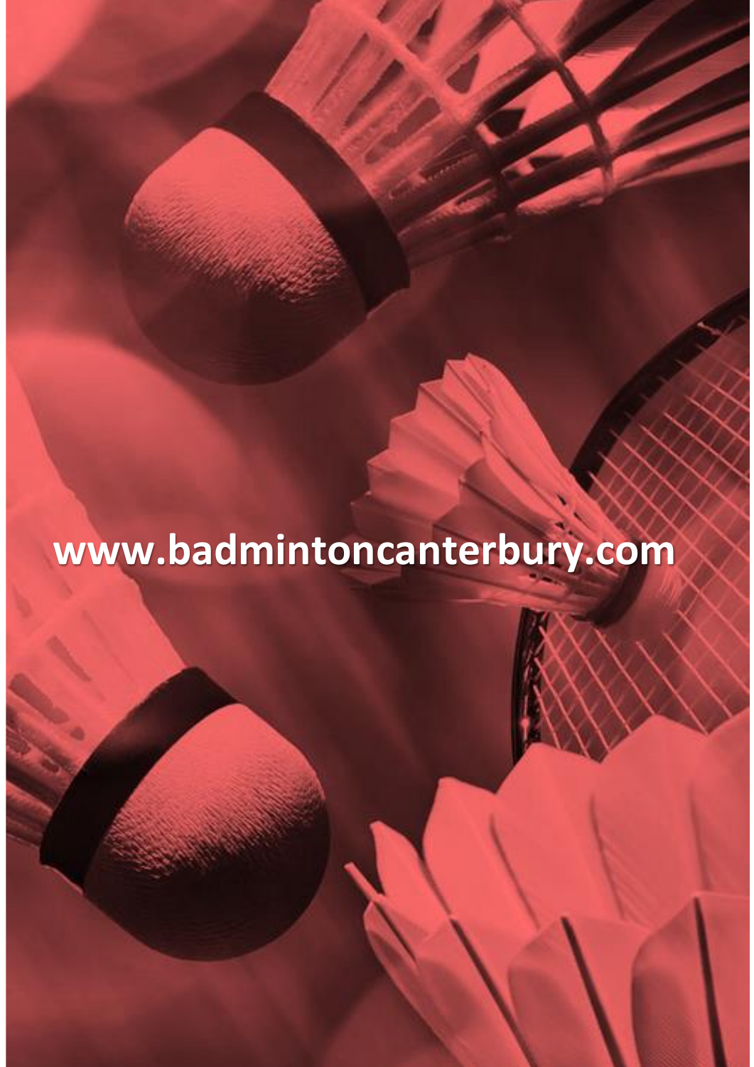www.badmintoncanterbury.com